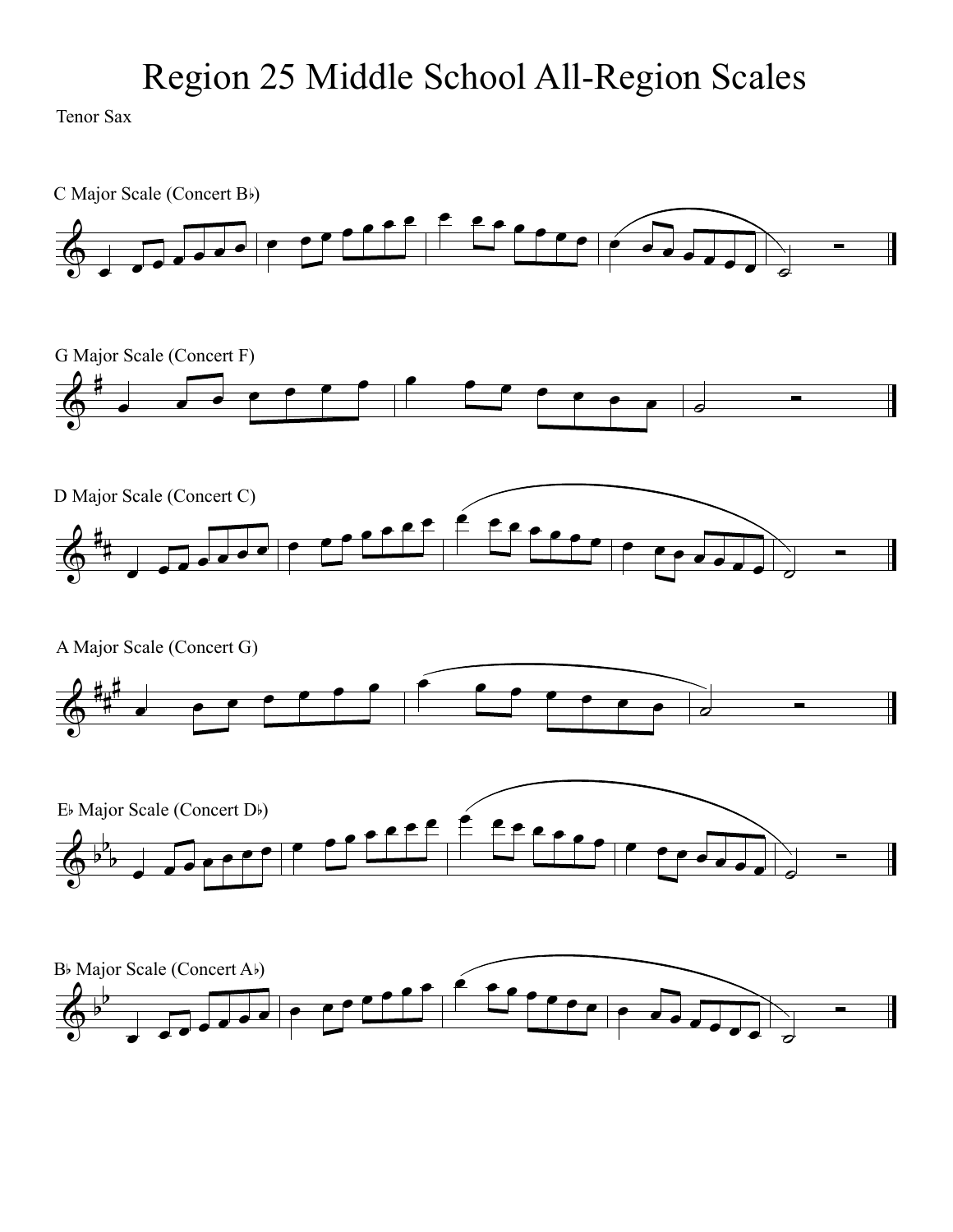# Region 25 Middle School All-Region Scales

Tenor Sax

C Major Scale (Concert B♭)

G Major Scale (Concert F)

D Major Scale (Concert C)

A Major Scale (Concert G)

E♭ Major Scale (Concert D♭)

B♭ Major Scale (Concert A♭)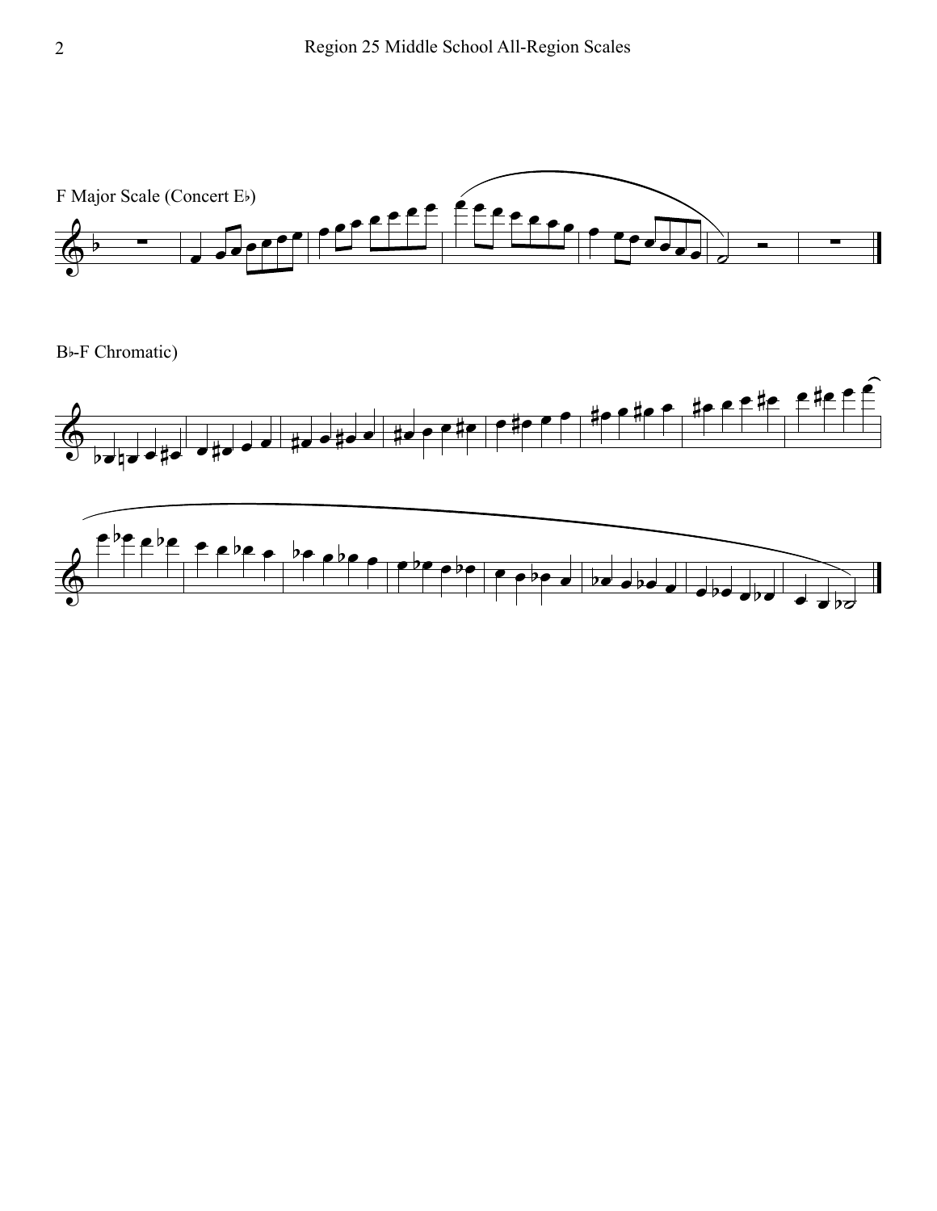F Major Scale (Concert E♭)

B♭-F Chromatic)